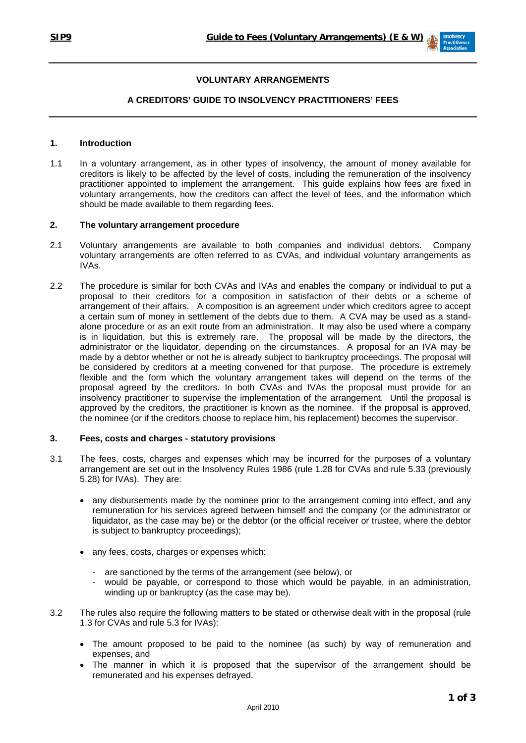# VOLUNTARY ARRANGEMENTS

## A CREDITORS' GUIDE TO INSOLVENCY PRACTITIONERS' FEES

### 1. Introduction

1.1 In a voluntary arrangement, as in other types of insolvency, the amount of money available for creditors is likely to be affected by the level of costs, including the remuneration of the insolvency practitioner appointed to implement the arrangement. This guide explains how fees are fixed in voluntary arrangements, how the creditors can affect the level of fees, and the information which should be made available to them regarding fees.

### 2. The voluntary arrangement procedure

2.1 Voluntary arrangements are available to both companies and individual debtors. Company voluntary arrangements are often referred to as CVAs, and individual voluntary arrangements as IVAs.

2.2 The procedure is similar for both CVAs and IVAs and enables the company or individual to put a proposal to their creditors for a composition in satisfaction of their debts or a scheme of arrangement of their affairs. A composition is an agreement under which creditors agree to accept a certain sum of money in settlement of the debts due to them. A CVA may be used as a stand-alone procedure or as an exit route from an administration. It may also be used where a company is in liquidation, but this is extremely rare. The proposal will be made by the directors, the administrator or the liquidator, depending on the circumstances. A proposal for an IVA may be made by a debtor whether or not he is already subject to bankruptcy proceedings. The proposal will be considered by creditors at a meeting convened for that purpose. The procedure is extremely flexible and the form which the voluntary arrangement takes will depend on the terms of the proposal agreed by the creditors. In both CVAs and IVAs the proposal must provide for an insolvency practitioner to supervise the implementation of the arrangement. Until the proposal is approved by the creditors, the practitioner is known as the nominee. If the proposal is approved, the nominee (or if the creditors choose to replace him, his replacement) becomes the supervisor.

### 3. Fees, costs and charges - statutory provisions

3.1 The fees, costs, charges and expenses which may be incurred for the purposes of a voluntary arrangement are set out in the Insolvency Rules 1986 (rule 1.28 for CVAs and rule 5.33 (previously 5.28) for IVAs). They are:

- any disbursements made by the nominee prior to the arrangement coming into effect, and any remuneration for his services agreed between himself and the company (or the administrator or liquidator, as the case may be) or the debtor (or the official receiver or trustee, where the debtor is subject to bankruptcy proceedings);
- any fees, costs, charges or expenses which:
  - are sanctioned by the terms of the arrangement (see below), or
  - would be payable, or correspond to those which would be payable, in an administration, winding up or bankruptcy (as the case may be).

3.2 The rules also require the following matters to be stated or otherwise dealt with in the proposal (rule 1.3 for CVAs and rule 5.3 for IVAs):

- The amount proposed to be paid to the nominee (as such) by way of remuneration and expenses, and
- The manner in which it is proposed that the supervisor of the arrangement should be remunerated and his expenses defrayed.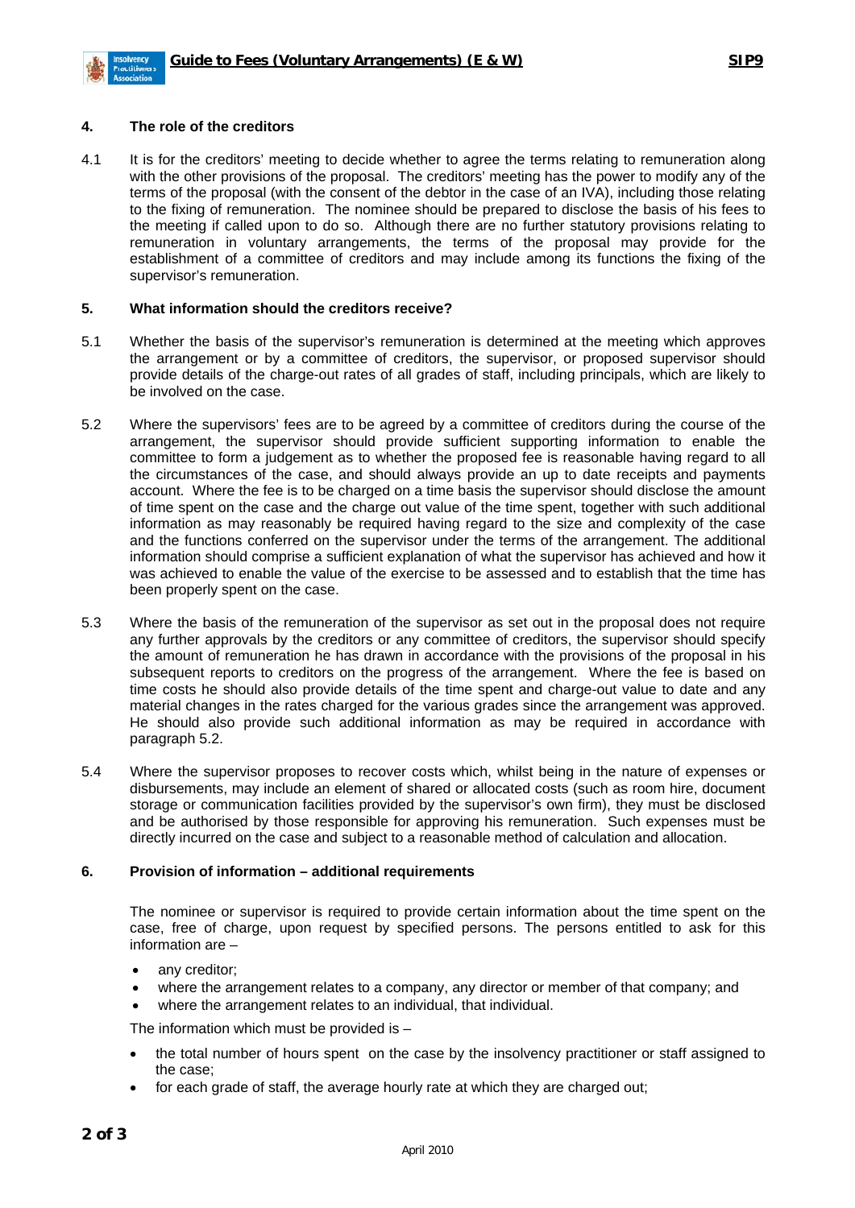## 4. The role of the creditors

4.1 It is for the creditors' meeting to decide whether to agree the terms relating to remuneration along with the other provisions of the proposal. The creditors' meeting has the power to modify any of the terms of the proposal (with the consent of the debtor in the case of an IVA), including those relating to the fixing of remuneration. The nominee should be prepared to disclose the basis of his fees to the meeting if called upon to do so. Although there are no further statutory provisions relating to remuneration in voluntary arrangements, the terms of the proposal may provide for the establishment of a committee of creditors and may include among its functions the fixing of the supervisor's remuneration.

## 5. What information should the creditors receive?

5.1 Whether the basis of the supervisor's remuneration is determined at the meeting which approves the arrangement or by a committee of creditors, the supervisor, or proposed supervisor should provide details of the charge-out rates of all grades of staff, including principals, which are likely to be involved on the case.

5.2 Where the supervisors' fees are to be agreed by a committee of creditors during the course of the arrangement, the supervisor should provide sufficient supporting information to enable the committee to form a judgement as to whether the proposed fee is reasonable having regard to all the circumstances of the case, and should always provide an up to date receipts and payments account. Where the fee is to be charged on a time basis the supervisor should disclose the amount of time spent on the case and the charge out value of the time spent, together with such additional information as may reasonably be required having regard to the size and complexity of the case and the functions conferred on the supervisor under the terms of the arrangement. The additional information should comprise a sufficient explanation of what the supervisor has achieved and how it was achieved to enable the value of the exercise to be assessed and to establish that the time has been properly spent on the case.

5.3 Where the basis of the remuneration of the supervisor as set out in the proposal does not require any further approvals by the creditors or any committee of creditors, the supervisor should specify the amount of remuneration he has drawn in accordance with the provisions of the proposal in his subsequent reports to creditors on the progress of the arrangement. Where the fee is based on time costs he should also provide details of the time spent and charge-out value to date and any material changes in the rates charged for the various grades since the arrangement was approved. He should also provide such additional information as may be required in accordance with paragraph 5.2.

5.4 Where the supervisor proposes to recover costs which, whilst being in the nature of expenses or disbursements, may include an element of shared or allocated costs (such as room hire, document storage or communication facilities provided by the supervisor's own firm), they must be disclosed and be authorised by those responsible for approving his remuneration. Such expenses must be directly incurred on the case and subject to a reasonable method of calculation and allocation.

## 6. Provision of information – additional requirements

The nominee or supervisor is required to provide certain information about the time spent on the case, free of charge, upon request by specified persons. The persons entitled to ask for this information are –

- any creditor;
- where the arrangement relates to a company, any director or member of that company; and
- where the arrangement relates to an individual, that individual.

The information which must be provided is –

- the total number of hours spent on the case by the insolvency practitioner or staff assigned to the case;
- for each grade of staff, the average hourly rate at which they are charged out;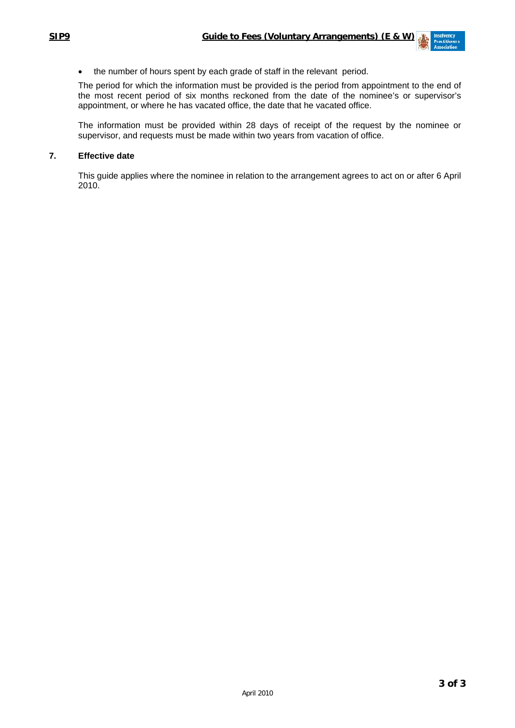- the number of hours spent by each grade of staff in the relevant period.

The period for which the information must be provided is the period from appointment to the end of the most recent period of six months reckoned from the date of the nominee's or supervisor's appointment, or where he has vacated office, the date that he vacated office.

The information must be provided within 28 days of receipt of the request by the nominee or supervisor, and requests must be made within two years from vacation of office.

## 7. Effective date

This guide applies where the nominee in relation to the arrangement agrees to act on or after 6 April 2010.